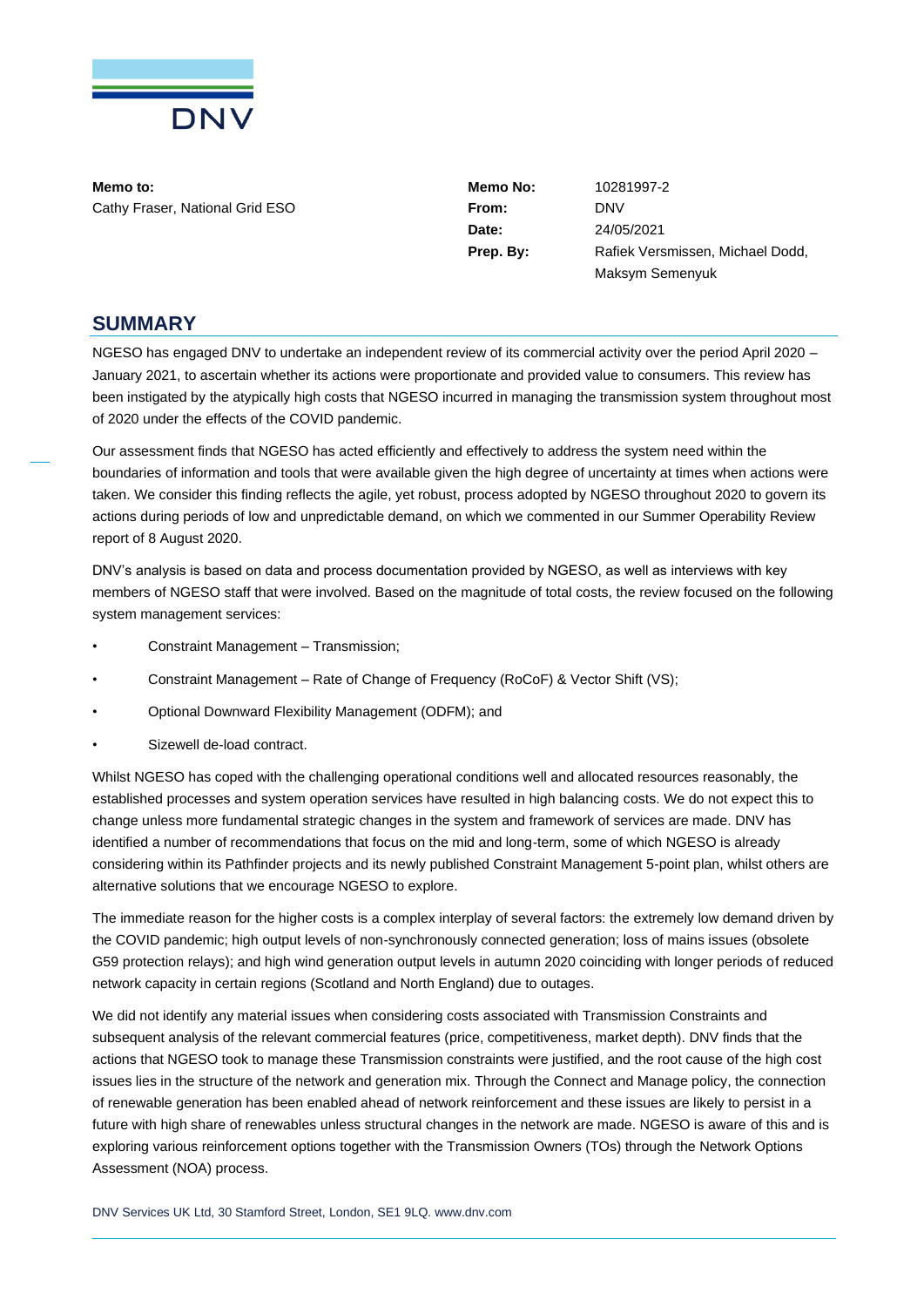**Memo to:**
Cathy Fraser, National Grid ESO

| | |
|---|---|
| **Memo No:** | 10281997-2 |
| **From:** | DNV |
| **Date:** | 24/05/2021 |
| **Prep. By:** | Rafiek Versmissen, Michael Dodd, Maksym Semenyuk |

## SUMMARY

NGESO has engaged DNV to undertake an independent review of its commercial activity over the period April 2020 – January 2021, to ascertain whether its actions were proportionate and provided value to consumers. This review has been instigated by the atypically high costs that NGESO incurred in managing the transmission system throughout most of 2020 under the effects of the COVID pandemic.

Our assessment finds that NGESO has acted efficiently and effectively to address the system need within the boundaries of information and tools that were available given the high degree of uncertainty at times when actions were taken. We consider this finding reflects the agile, yet robust, process adopted by NGESO throughout 2020 to govern its actions during periods of low and unpredictable demand, on which we commented in our Summer Operability Review report of 8 August 2020.

DNV's analysis is based on data and process documentation provided by NGESO, as well as interviews with key members of NGESO staff that were involved. Based on the magnitude of total costs, the review focused on the following system management services:

- Constraint Management – Transmission;
- Constraint Management – Rate of Change of Frequency (RoCoF) & Vector Shift (VS);
- Optional Downward Flexibility Management (ODFM); and
- Sizewell de-load contract.

Whilst NGESO has coped with the challenging operational conditions well and allocated resources reasonably, the established processes and system operation services have resulted in high balancing costs. We do not expect this to change unless more fundamental strategic changes in the system and framework of services are made. DNV has identified a number of recommendations that focus on the mid and long-term, some of which NGESO is already considering within its Pathfinder projects and its newly published Constraint Management 5-point plan, whilst others are alternative solutions that we encourage NGESO to explore.

The immediate reason for the higher costs is a complex interplay of several factors: the extremely low demand driven by the COVID pandemic; high output levels of non-synchronously connected generation; loss of mains issues (obsolete G59 protection relays); and high wind generation output levels in autumn 2020 coinciding with longer periods of reduced network capacity in certain regions (Scotland and North England) due to outages.

We did not identify any material issues when considering costs associated with Transmission Constraints and subsequent analysis of the relevant commercial features (price, competitiveness, market depth). DNV finds that the actions that NGESO took to manage these Transmission constraints were justified, and the root cause of the high cost issues lies in the structure of the network and generation mix. Through the Connect and Manage policy, the connection of renewable generation has been enabled ahead of network reinforcement and these issues are likely to persist in a future with high share of renewables unless structural changes in the network are made. NGESO is aware of this and is exploring various reinforcement options together with the Transmission Owners (TOs) through the Network Options Assessment (NOA) process.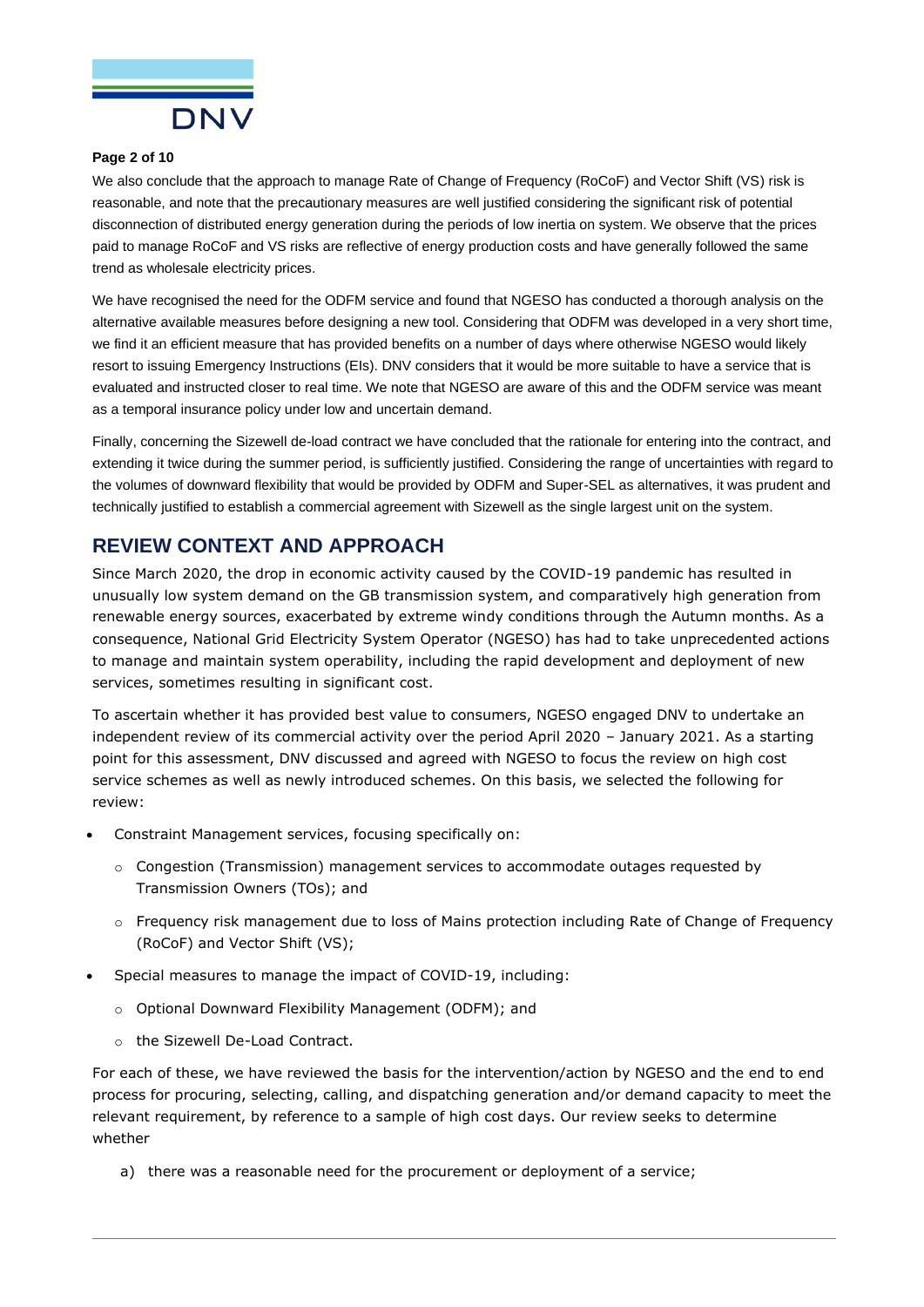We also conclude that the approach to manage Rate of Change of Frequency (RoCoF) and Vector Shift (VS) risk is reasonable, and note that the precautionary measures are well justified considering the significant risk of potential disconnection of distributed energy generation during the periods of low inertia on system. We observe that the prices paid to manage RoCoF and VS risks are reflective of energy production costs and have generally followed the same trend as wholesale electricity prices.

We have recognised the need for the ODFM service and found that NGESO has conducted a thorough analysis on the alternative available measures before designing a new tool. Considering that ODFM was developed in a very short time, we find it an efficient measure that has provided benefits on a number of days where otherwise NGESO would likely resort to issuing Emergency Instructions (EIs). DNV considers that it would be more suitable to have a service that is evaluated and instructed closer to real time. We note that NGESO are aware of this and the ODFM service was meant as a temporal insurance policy under low and uncertain demand.

Finally, concerning the Sizewell de-load contract we have concluded that the rationale for entering into the contract, and extending it twice during the summer period, is sufficiently justified. Considering the range of uncertainties with regard to the volumes of downward flexibility that would be provided by ODFM and Super-SEL as alternatives, it was prudent and technically justified to establish a commercial agreement with Sizewell as the single largest unit on the system.

## REVIEW CONTEXT AND APPROACH

Since March 2020, the drop in economic activity caused by the COVID-19 pandemic has resulted in unusually low system demand on the GB transmission system, and comparatively high generation from renewable energy sources, exacerbated by extreme windy conditions through the Autumn months. As a consequence, National Grid Electricity System Operator (NGESO) has had to take unprecedented actions to manage and maintain system operability, including the rapid development and deployment of new services, sometimes resulting in significant cost.

To ascertain whether it has provided best value to consumers, NGESO engaged DNV to undertake an independent review of its commercial activity over the period April 2020 – January 2021. As a starting point for this assessment, DNV discussed and agreed with NGESO to focus the review on high cost service schemes as well as newly introduced schemes. On this basis, we selected the following for review:

- Constraint Management services, focusing specifically on:
  - Congestion (Transmission) management services to accommodate outages requested by Transmission Owners (TOs); and
  - Frequency risk management due to loss of Mains protection including Rate of Change of Frequency (RoCoF) and Vector Shift (VS);
- Special measures to manage the impact of COVID-19, including:
  - Optional Downward Flexibility Management (ODFM); and
  - the Sizewell De-Load Contract.

For each of these, we have reviewed the basis for the intervention/action by NGESO and the end to end process for procuring, selecting, calling, and dispatching generation and/or demand capacity to meet the relevant requirement, by reference to a sample of high cost days. Our review seeks to determine whether

a) there was a reasonable need for the procurement or deployment of a service;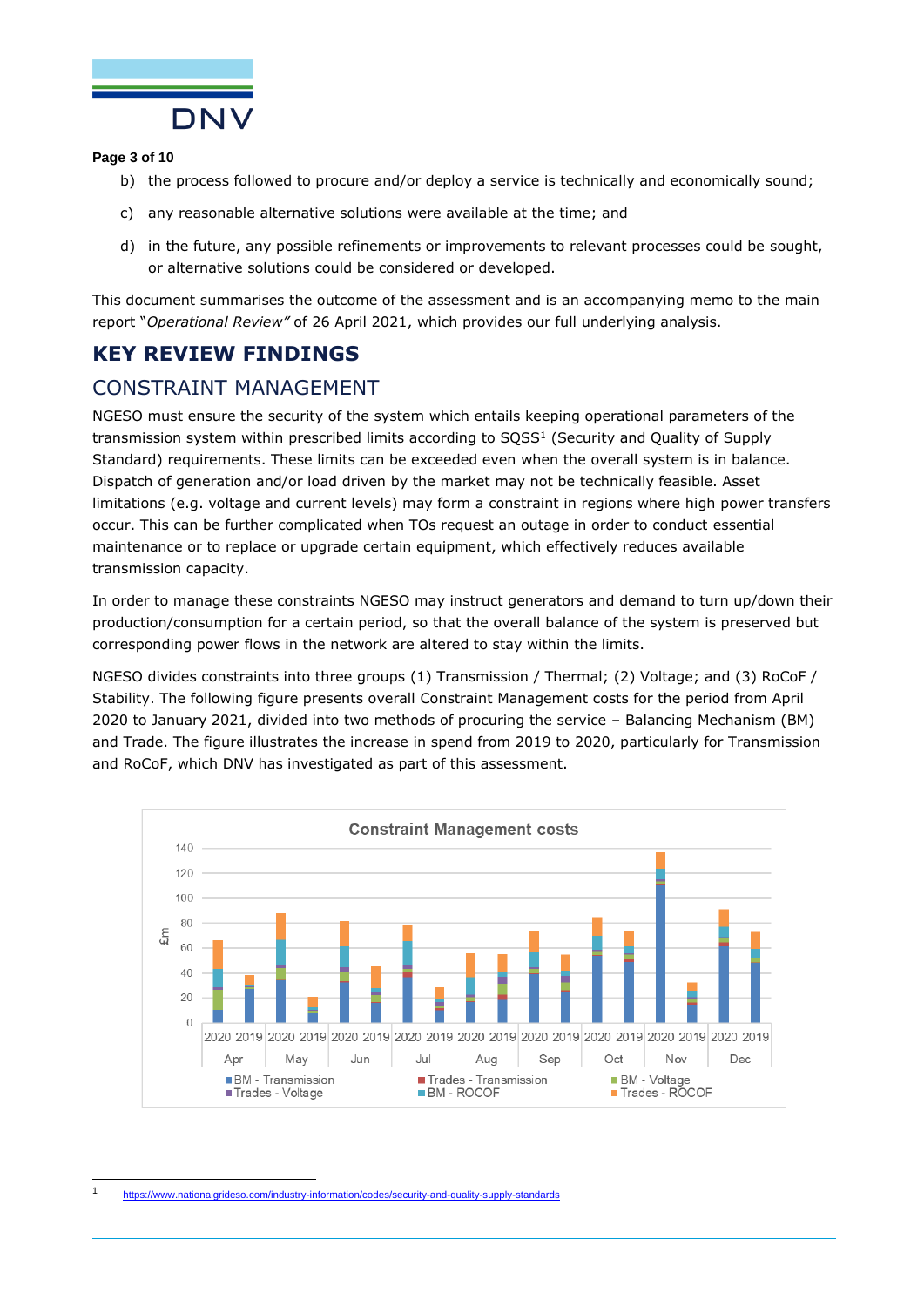b) the process followed to procure and/or deploy a service is technically and economically sound;

c) any reasonable alternative solutions were available at the time; and

d) in the future, any possible refinements or improvements to relevant processes could be sought, or alternative solutions could be considered or developed.

This document summarises the outcome of the assessment and is an accompanying memo to the main report "*Operational Review"* of 26 April 2021, which provides our full underlying analysis.

# KEY REVIEW FINDINGS

## CONSTRAINT MANAGEMENT

NGESO must ensure the security of the system which entails keeping operational parameters of the transmission system within prescribed limits according to SQSS[1] (Security and Quality of Supply Standard) requirements. These limits can be exceeded even when the overall system is in balance. Dispatch of generation and/or load driven by the market may not be technically feasible. Asset limitations (e.g. voltage and current levels) may form a constraint in regions where high power transfers occur. This can be further complicated when TOs request an outage in order to conduct essential maintenance or to replace or upgrade certain equipment, which effectively reduces available transmission capacity.

In order to manage these constraints NGESO may instruct generators and demand to turn up/down their production/consumption for a certain period, so that the overall balance of the system is preserved but corresponding power flows in the network are altered to stay within the limits.

NGESO divides constraints into three groups (1) Transmission / Thermal; (2) Voltage; and (3) RoCoF / Stability. The following figure presents overall Constraint Management costs for the period from April 2020 to January 2021, divided into two methods of procuring the service – Balancing Mechanism (BM) and Trade. The figure illustrates the increase in spend from 2019 to 2020, particularly for Transmission and RoCoF, which DNV has investigated as part of this assessment.

Constraint Management costs

---

[1] https://www.nationalgrideso.com/industry-information/codes/security-and-quality-supply-standards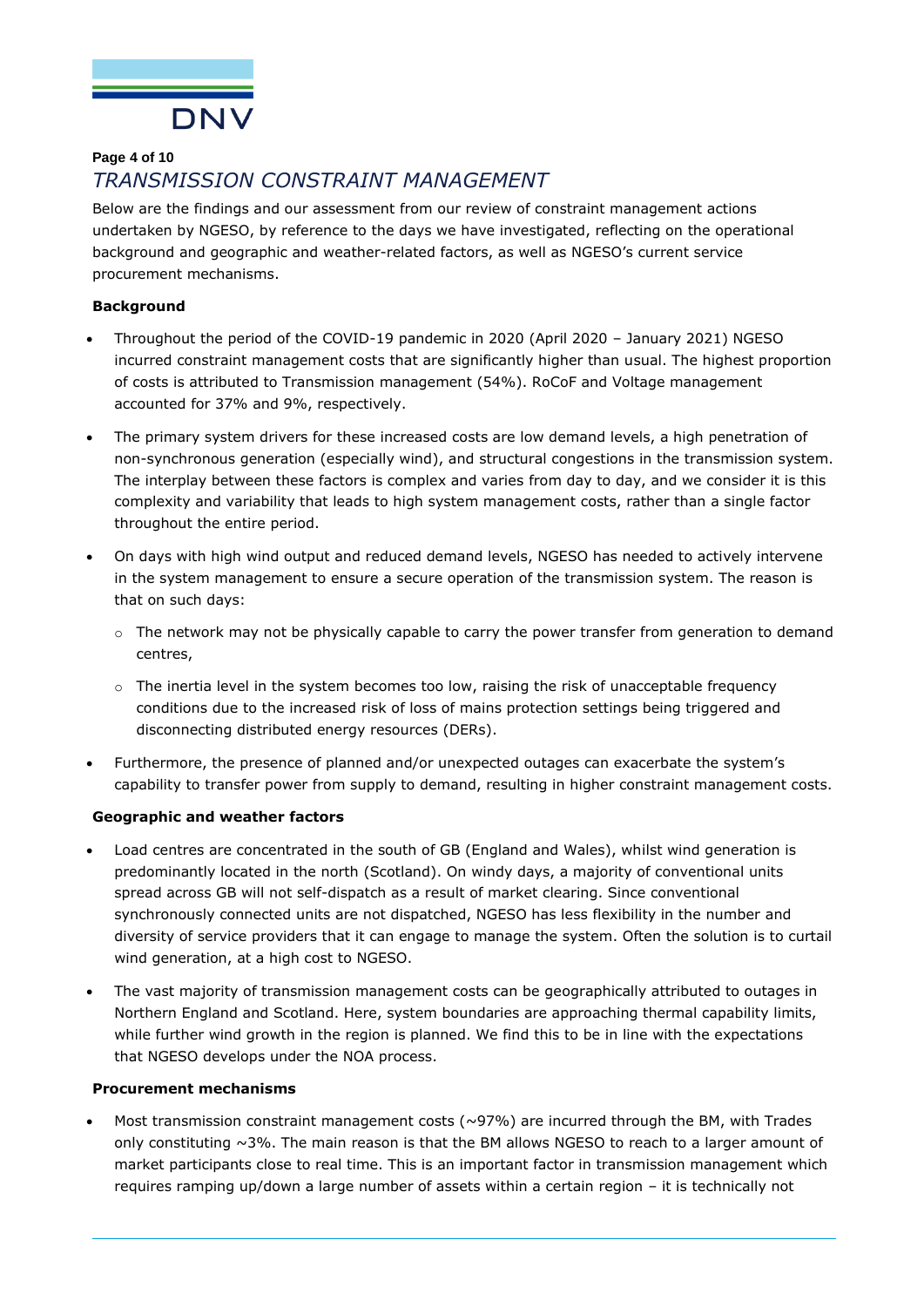# TRANSMISSION CONSTRAINT MANAGEMENT

Below are the findings and our assessment from our review of constraint management actions undertaken by NGESO, by reference to the days we have investigated, reflecting on the operational background and geographic and weather-related factors, as well as NGESO's current service procurement mechanisms.

**Background**

- Throughout the period of the COVID-19 pandemic in 2020 (April 2020 – January 2021) NGESO incurred constraint management costs that are significantly higher than usual. The highest proportion of costs is attributed to Transmission management (54%). RoCoF and Voltage management accounted for 37% and 9%, respectively.
- The primary system drivers for these increased costs are low demand levels, a high penetration of non-synchronous generation (especially wind), and structural congestions in the transmission system. The interplay between these factors is complex and varies from day to day, and we consider it is this complexity and variability that leads to high system management costs, rather than a single factor throughout the entire period.
- On days with high wind output and reduced demand levels, NGESO has needed to actively intervene in the system management to ensure a secure operation of the transmission system. The reason is that on such days:
  - The network may not be physically capable to carry the power transfer from generation to demand centres,
  - The inertia level in the system becomes too low, raising the risk of unacceptable frequency conditions due to the increased risk of loss of mains protection settings being triggered and disconnecting distributed energy resources (DERs).
- Furthermore, the presence of planned and/or unexpected outages can exacerbate the system's capability to transfer power from supply to demand, resulting in higher constraint management costs.

**Geographic and weather factors**

- Load centres are concentrated in the south of GB (England and Wales), whilst wind generation is predominantly located in the north (Scotland). On windy days, a majority of conventional units spread across GB will not self-dispatch as a result of market clearing. Since conventional synchronously connected units are not dispatched, NGESO has less flexibility in the number and diversity of service providers that it can engage to manage the system. Often the solution is to curtail wind generation, at a high cost to NGESO.
- The vast majority of transmission management costs can be geographically attributed to outages in Northern England and Scotland. Here, system boundaries are approaching thermal capability limits, while further wind growth in the region is planned. We find this to be in line with the expectations that NGESO develops under the NOA process.

**Procurement mechanisms**

- Most transmission constraint management costs (~97%) are incurred through the BM, with Trades only constituting ~3%. The main reason is that the BM allows NGESO to reach to a larger amount of market participants close to real time. This is an important factor in transmission management which requires ramping up/down a large number of assets within a certain region – it is technically not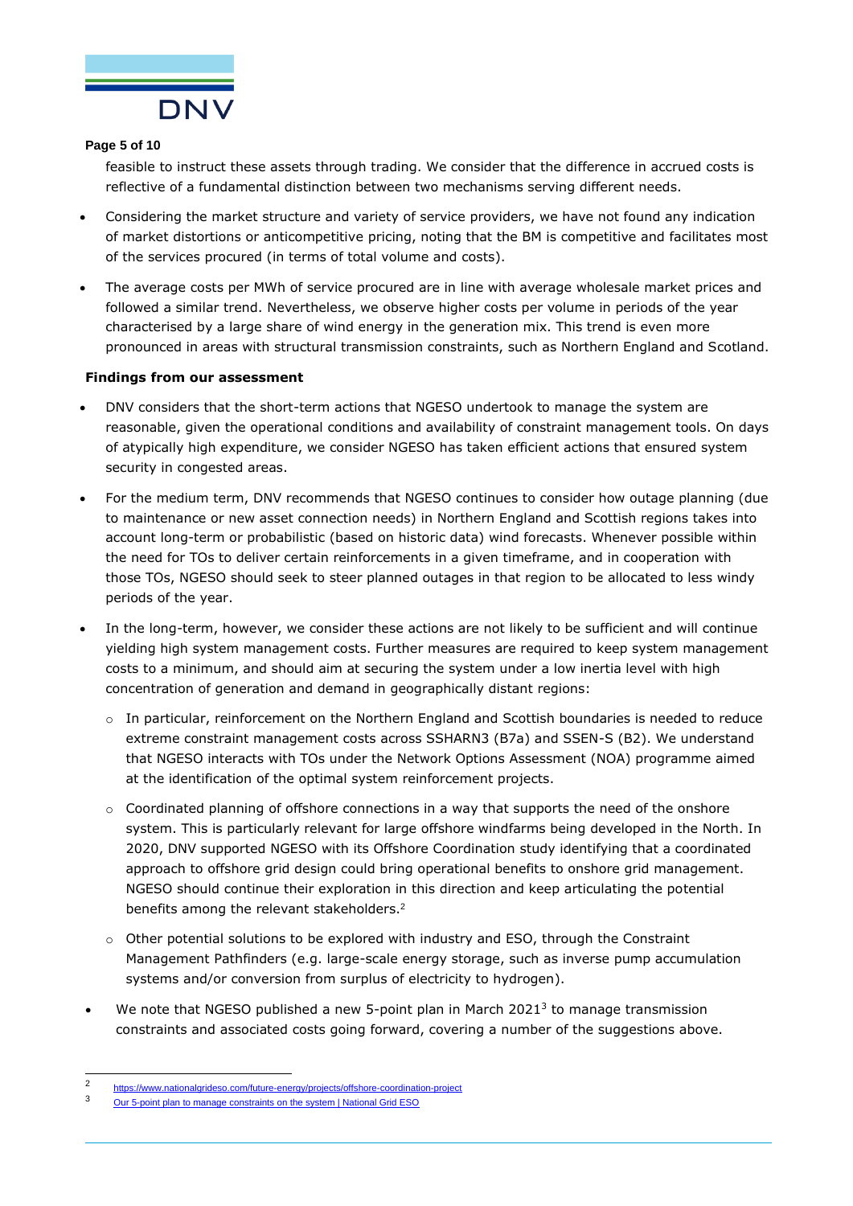feasible to instruct these assets through trading. We consider that the difference in accrued costs is reflective of a fundamental distinction between two mechanisms serving different needs.

- Considering the market structure and variety of service providers, we have not found any indication of market distortions or anticompetitive pricing, noting that the BM is competitive and facilitates most of the services procured (in terms of total volume and costs).
- The average costs per MWh of service procured are in line with average wholesale market prices and followed a similar trend. Nevertheless, we observe higher costs per volume in periods of the year characterised by a large share of wind energy in the generation mix. This trend is even more pronounced in areas with structural transmission constraints, such as Northern England and Scotland.

**Findings from our assessment**

- DNV considers that the short-term actions that NGESO undertook to manage the system are reasonable, given the operational conditions and availability of constraint management tools. On days of atypically high expenditure, we consider NGESO has taken efficient actions that ensured system security in congested areas.
- For the medium term, DNV recommends that NGESO continues to consider how outage planning (due to maintenance or new asset connection needs) in Northern England and Scottish regions takes into account long-term or probabilistic (based on historic data) wind forecasts. Whenever possible within the need for TOs to deliver certain reinforcements in a given timeframe, and in cooperation with those TOs, NGESO should seek to steer planned outages in that region to be allocated to less windy periods of the year.
- In the long-term, however, we consider these actions are not likely to be sufficient and will continue yielding high system management costs. Further measures are required to keep system management costs to a minimum, and should aim at securing the system under a low inertia level with high concentration of generation and demand in geographically distant regions:
    - In particular, reinforcement on the Northern England and Scottish boundaries is needed to reduce extreme constraint management costs across SSHARN3 (B7a) and SSEN-S (B2). We understand that NGESO interacts with TOs under the Network Options Assessment (NOA) programme aimed at the identification of the optimal system reinforcement projects.
    - Coordinated planning of offshore connections in a way that supports the need of the onshore system. This is particularly relevant for large offshore windfarms being developed in the North. In 2020, DNV supported NGESO with its Offshore Coordination study identifying that a coordinated approach to offshore grid design could bring operational benefits to onshore grid management. NGESO should continue their exploration in this direction and keep articulating the potential benefits among the relevant stakeholders.[2]
    - Other potential solutions to be explored with industry and ESO, through the Constraint Management Pathfinders (e.g. large-scale energy storage, such as inverse pump accumulation systems and/or conversion from surplus of electricity to hydrogen).
- We note that NGESO published a new 5-point plan in March 2021[3] to manage transmission constraints and associated costs going forward, covering a number of the suggestions above.

---

[2] https://www.nationalgrideso.com/future-energy/projects/offshore-coordination-project

[3] Our 5-point plan to manage constraints on the system | National Grid ESO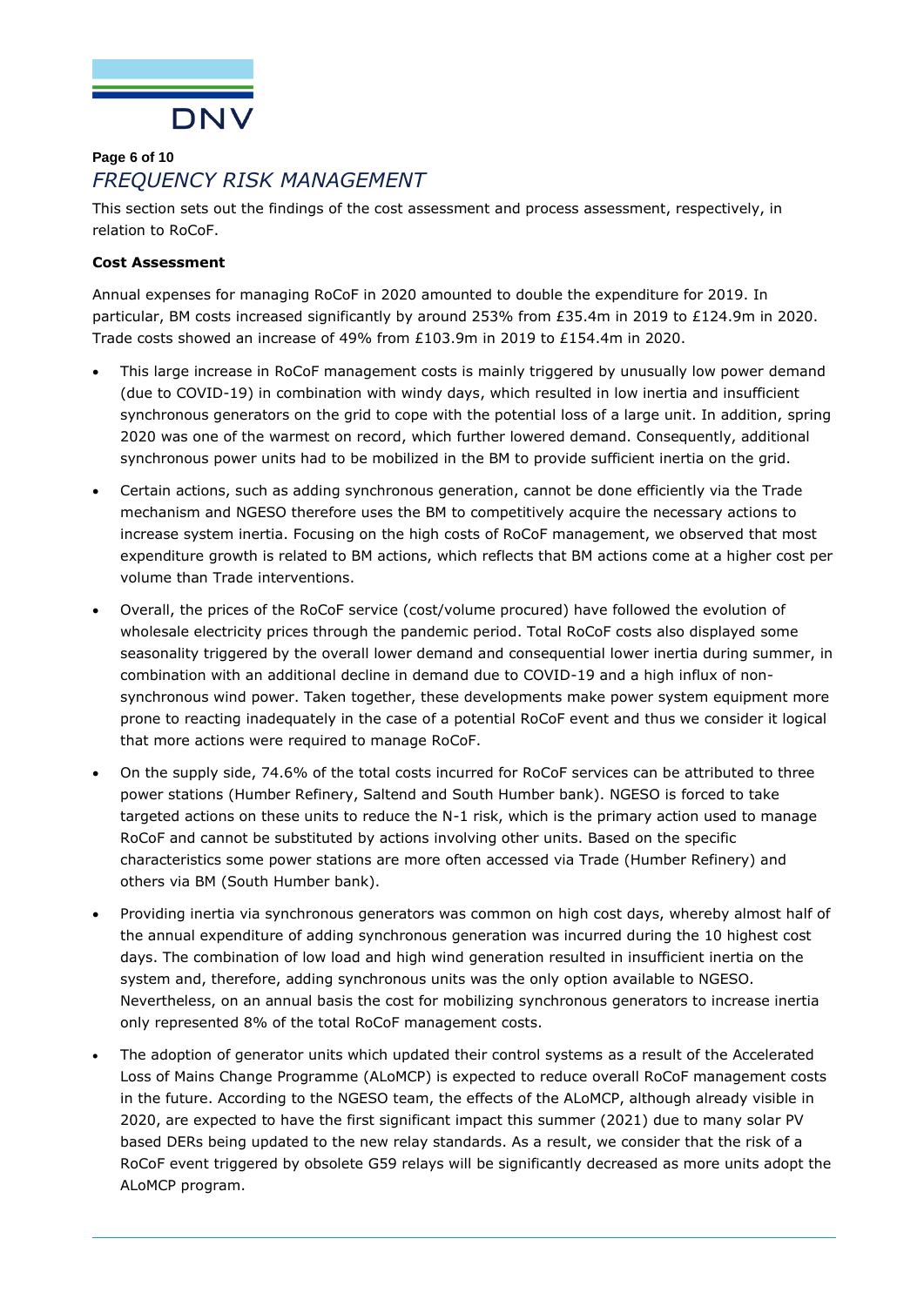## *FREQUENCY RISK MANAGEMENT*

This section sets out the findings of the cost assessment and process assessment, respectively, in relation to RoCoF.

**Cost Assessment**

Annual expenses for managing RoCoF in 2020 amounted to double the expenditure for 2019. In particular, BM costs increased significantly by around 253% from £35.4m in 2019 to £124.9m in 2020. Trade costs showed an increase of 49% from £103.9m in 2019 to £154.4m in 2020.

- This large increase in RoCoF management costs is mainly triggered by unusually low power demand (due to COVID-19) in combination with windy days, which resulted in low inertia and insufficient synchronous generators on the grid to cope with the potential loss of a large unit. In addition, spring 2020 was one of the warmest on record, which further lowered demand. Consequently, additional synchronous power units had to be mobilized in the BM to provide sufficient inertia on the grid.
- Certain actions, such as adding synchronous generation, cannot be done efficiently via the Trade mechanism and NGESO therefore uses the BM to competitively acquire the necessary actions to increase system inertia. Focusing on the high costs of RoCoF management, we observed that most expenditure growth is related to BM actions, which reflects that BM actions come at a higher cost per volume than Trade interventions.
- Overall, the prices of the RoCoF service (cost/volume procured) have followed the evolution of wholesale electricity prices through the pandemic period. Total RoCoF costs also displayed some seasonality triggered by the overall lower demand and consequential lower inertia during summer, in combination with an additional decline in demand due to COVID-19 and a high influx of non-synchronous wind power. Taken together, these developments make power system equipment more prone to reacting inadequately in the case of a potential RoCoF event and thus we consider it logical that more actions were required to manage RoCoF.
- On the supply side, 74.6% of the total costs incurred for RoCoF services can be attributed to three power stations (Humber Refinery, Saltend and South Humber bank). NGESO is forced to take targeted actions on these units to reduce the N-1 risk, which is the primary action used to manage RoCoF and cannot be substituted by actions involving other units. Based on the specific characteristics some power stations are more often accessed via Trade (Humber Refinery) and others via BM (South Humber bank).
- Providing inertia via synchronous generators was common on high cost days, whereby almost half of the annual expenditure of adding synchronous generation was incurred during the 10 highest cost days. The combination of low load and high wind generation resulted in insufficient inertia on the system and, therefore, adding synchronous units was the only option available to NGESO. Nevertheless, on an annual basis the cost for mobilizing synchronous generators to increase inertia only represented 8% of the total RoCoF management costs.
- The adoption of generator units which updated their control systems as a result of the Accelerated Loss of Mains Change Programme (ALoMCP) is expected to reduce overall RoCoF management costs in the future. According to the NGESO team, the effects of the ALoMCP, although already visible in 2020, are expected to have the first significant impact this summer (2021) due to many solar PV based DERs being updated to the new relay standards. As a result, we consider that the risk of a RoCoF event triggered by obsolete G59 relays will be significantly decreased as more units adopt the ALoMCP program.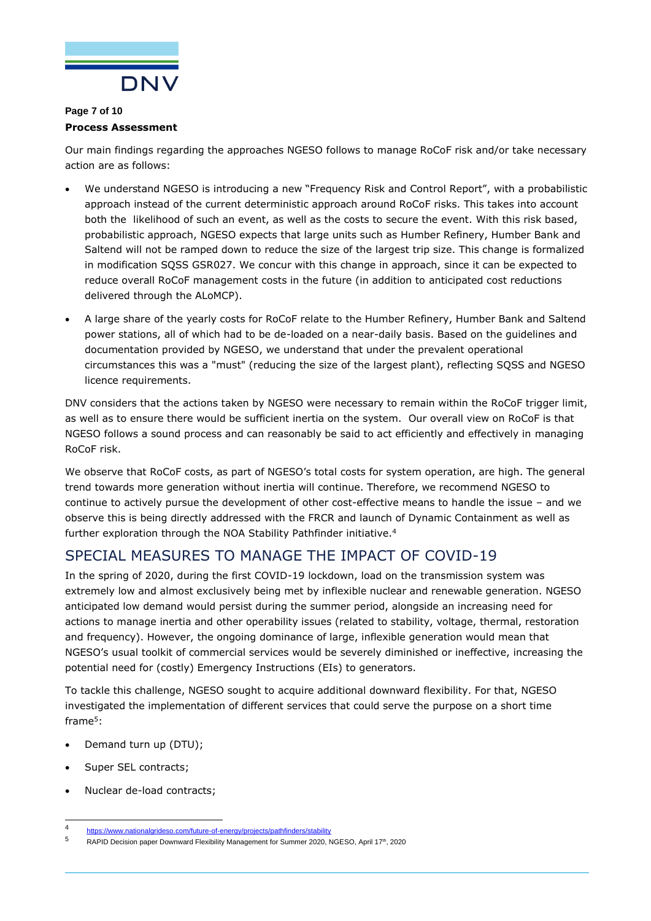### Process Assessment

Our main findings regarding the approaches NGESO follows to manage RoCoF risk and/or take necessary action are as follows:

- We understand NGESO is introducing a new "Frequency Risk and Control Report", with a probabilistic approach instead of the current deterministic approach around RoCoF risks. This takes into account both the likelihood of such an event, as well as the costs to secure the event. With this risk based, probabilistic approach, NGESO expects that large units such as Humber Refinery, Humber Bank and Saltend will not be ramped down to reduce the size of the largest trip size. This change is formalized in modification SQSS GSR027. We concur with this change in approach, since it can be expected to reduce overall RoCoF management costs in the future (in addition to anticipated cost reductions delivered through the ALoMCP).
- A large share of the yearly costs for RoCoF relate to the Humber Refinery, Humber Bank and Saltend power stations, all of which had to be de-loaded on a near-daily basis. Based on the guidelines and documentation provided by NGESO, we understand that under the prevalent operational circumstances this was a "must" (reducing the size of the largest plant), reflecting SQSS and NGESO licence requirements.

DNV considers that the actions taken by NGESO were necessary to remain within the RoCoF trigger limit, as well as to ensure there would be sufficient inertia on the system. Our overall view on RoCoF is that NGESO follows a sound process and can reasonably be said to act efficiently and effectively in managing RoCoF risk.

We observe that RoCoF costs, as part of NGESO's total costs for system operation, are high. The general trend towards more generation without inertia will continue. Therefore, we recommend NGESO to continue to actively pursue the development of other cost-effective means to handle the issue – and we observe this is being directly addressed with the FRCR and launch of Dynamic Containment as well as further exploration through the NOA Stability Pathfinder initiative.[4]

## SPECIAL MEASURES TO MANAGE THE IMPACT OF COVID-19

In the spring of 2020, during the first COVID-19 lockdown, load on the transmission system was extremely low and almost exclusively being met by inflexible nuclear and renewable generation. NGESO anticipated low demand would persist during the summer period, alongside an increasing need for actions to manage inertia and other operability issues (related to stability, voltage, thermal, restoration and frequency). However, the ongoing dominance of large, inflexible generation would mean that NGESO's usual toolkit of commercial services would be severely diminished or ineffective, increasing the potential need for (costly) Emergency Instructions (EIs) to generators.

To tackle this challenge, NGESO sought to acquire additional downward flexibility. For that, NGESO investigated the implementation of different services that could serve the purpose on a short time frame[5]:

- Demand turn up (DTU);
- Super SEL contracts;
- Nuclear de-load contracts;

---

[4] https://www.nationalgrideso.com/future-of-energy/projects/pathfinders/stability

[5] RAPID Decision paper Downward Flexibility Management for Summer 2020, NGESO, April 17th, 2020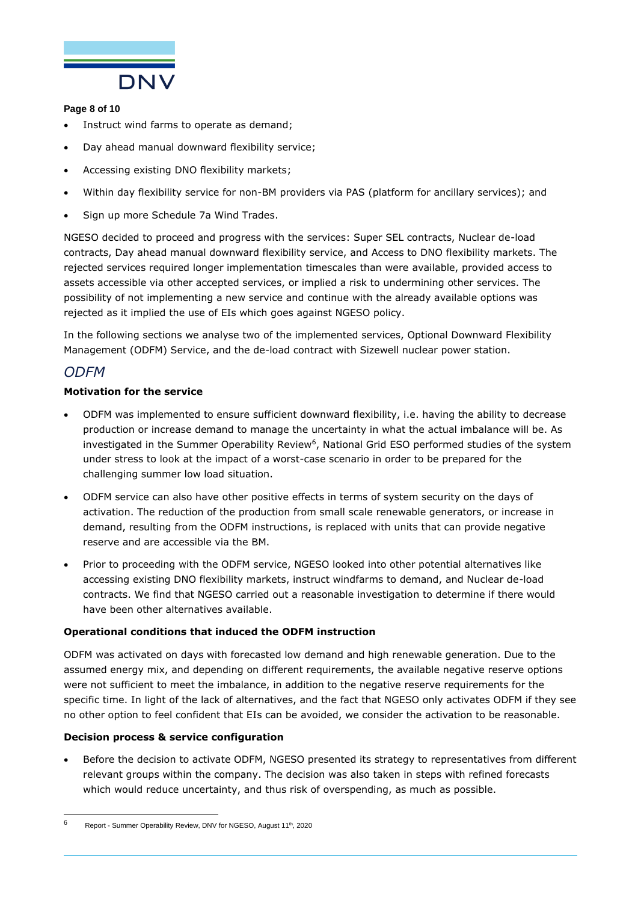- Instruct wind farms to operate as demand;
- Day ahead manual downward flexibility service;
- Accessing existing DNO flexibility markets;
- Within day flexibility service for non-BM providers via PAS (platform for ancillary services); and
- Sign up more Schedule 7a Wind Trades.

NGESO decided to proceed and progress with the services: Super SEL contracts, Nuclear de-load contracts, Day ahead manual downward flexibility service, and Access to DNO flexibility markets. The rejected services required longer implementation timescales than were available, provided access to assets accessible via other accepted services, or implied a risk to undermining other services. The possibility of not implementing a new service and continue with the already available options was rejected as it implied the use of EIs which goes against NGESO policy.

In the following sections we analyse two of the implemented services, Optional Downward Flexibility Management (ODFM) Service, and the de-load contract with Sizewell nuclear power station.

## *ODFM*

**Motivation for the service**

- ODFM was implemented to ensure sufficient downward flexibility, i.e. having the ability to decrease production or increase demand to manage the uncertainty in what the actual imbalance will be. As investigated in the Summer Operability Review[6], National Grid ESO performed studies of the system under stress to look at the impact of a worst-case scenario in order to be prepared for the challenging summer low load situation.
- ODFM service can also have other positive effects in terms of system security on the days of activation. The reduction of the production from small scale renewable generators, or increase in demand, resulting from the ODFM instructions, is replaced with units that can provide negative reserve and are accessible via the BM.
- Prior to proceeding with the ODFM service, NGESO looked into other potential alternatives like accessing existing DNO flexibility markets, instruct windfarms to demand, and Nuclear de-load contracts. We find that NGESO carried out a reasonable investigation to determine if there would have been other alternatives available.

**Operational conditions that induced the ODFM instruction**

ODFM was activated on days with forecasted low demand and high renewable generation. Due to the assumed energy mix, and depending on different requirements, the available negative reserve options were not sufficient to meet the imbalance, in addition to the negative reserve requirements for the specific time. In light of the lack of alternatives, and the fact that NGESO only activates ODFM if they see no other option to feel confident that EIs can be avoided, we consider the activation to be reasonable.

**Decision process & service configuration**

- Before the decision to activate ODFM, NGESO presented its strategy to representatives from different relevant groups within the company. The decision was also taken in steps with refined forecasts which would reduce uncertainty, and thus risk of overspending, as much as possible.

[6] Report - Summer Operability Review, DNV for NGESO, August 11th, 2020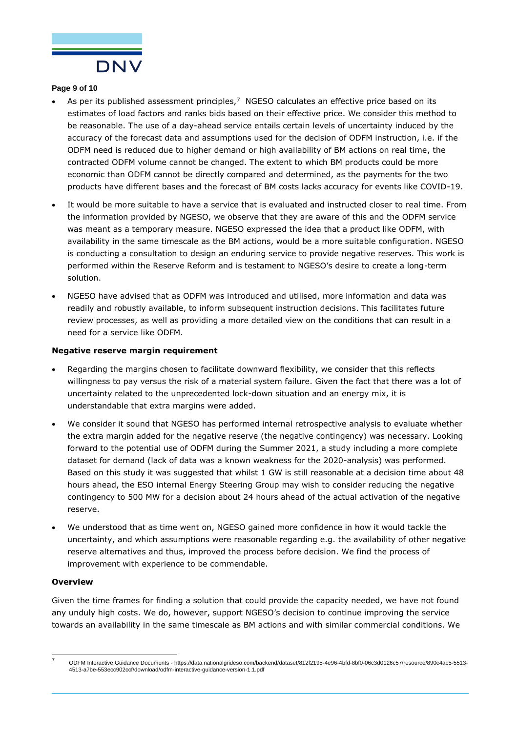- As per its published assessment principles,[7] NGESO calculates an effective price based on its estimates of load factors and ranks bids based on their effective price. We consider this method to be reasonable. The use of a day-ahead service entails certain levels of uncertainty induced by the accuracy of the forecast data and assumptions used for the decision of ODFM instruction, i.e. if the ODFM need is reduced due to higher demand or high availability of BM actions on real time, the contracted ODFM volume cannot be changed. The extent to which BM products could be more economic than ODFM cannot be directly compared and determined, as the payments for the two products have different bases and the forecast of BM costs lacks accuracy for events like COVID-19.
- It would be more suitable to have a service that is evaluated and instructed closer to real time. From the information provided by NGESO, we observe that they are aware of this and the ODFM service was meant as a temporary measure. NGESO expressed the idea that a product like ODFM, with availability in the same timescale as the BM actions, would be a more suitable configuration. NGESO is conducting a consultation to design an enduring service to provide negative reserves. This work is performed within the Reserve Reform and is testament to NGESO's desire to create a long-term solution.
- NGESO have advised that as ODFM was introduced and utilised, more information and data was readily and robustly available, to inform subsequent instruction decisions. This facilitates future review processes, as well as providing a more detailed view on the conditions that can result in a need for a service like ODFM.

**Negative reserve margin requirement**

- Regarding the margins chosen to facilitate downward flexibility, we consider that this reflects willingness to pay versus the risk of a material system failure. Given the fact that there was a lot of uncertainty related to the unprecedented lock-down situation and an energy mix, it is understandable that extra margins were added.
- We consider it sound that NGESO has performed internal retrospective analysis to evaluate whether the extra margin added for the negative reserve (the negative contingency) was necessary. Looking forward to the potential use of ODFM during the Summer 2021, a study including a more complete dataset for demand (lack of data was a known weakness for the 2020-analysis) was performed. Based on this study it was suggested that whilst 1 GW is still reasonable at a decision time about 48 hours ahead, the ESO internal Energy Steering Group may wish to consider reducing the negative contingency to 500 MW for a decision about 24 hours ahead of the actual activation of the negative reserve.
- We understood that as time went on, NGESO gained more confidence in how it would tackle the uncertainty, and which assumptions were reasonable regarding e.g. the availability of other negative reserve alternatives and thus, improved the process before decision. We find the process of improvement with experience to be commendable.

**Overview**

Given the time frames for finding a solution that could provide the capacity needed, we have not found any unduly high costs. We do, however, support NGESO's decision to continue improving the service towards an availability in the same timescale as BM actions and with similar commercial conditions. We

[7] ODFM Interactive Guidance Documents - https://data.nationalgrideso.com/backend/dataset/812f2195-4e96-4bfd-8bf0-06c3d0126c57/resource/890c4ac5-5513-4513-a7be-553ecc902ccf/download/odfm-interactive-guidance-version-1.1.pdf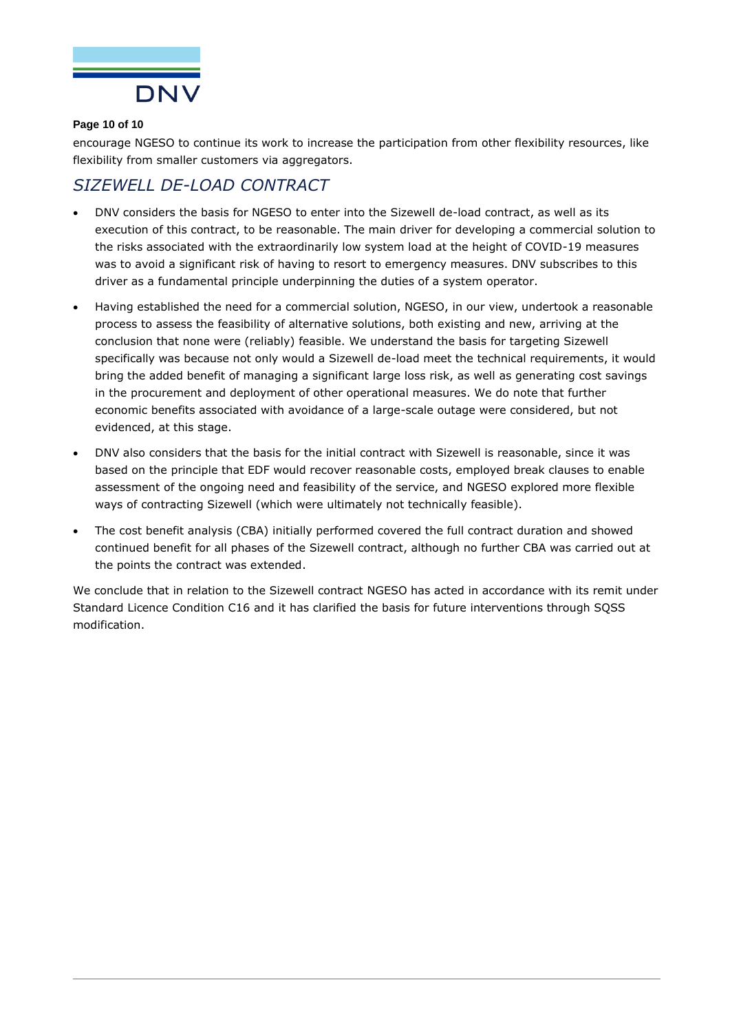encourage NGESO to continue its work to increase the participation from other flexibility resources, like flexibility from smaller customers via aggregators.

## *SIZEWELL DE-LOAD CONTRACT*

- DNV considers the basis for NGESO to enter into the Sizewell de-load contract, as well as its execution of this contract, to be reasonable. The main driver for developing a commercial solution to the risks associated with the extraordinarily low system load at the height of COVID-19 measures was to avoid a significant risk of having to resort to emergency measures. DNV subscribes to this driver as a fundamental principle underpinning the duties of a system operator.
- Having established the need for a commercial solution, NGESO, in our view, undertook a reasonable process to assess the feasibility of alternative solutions, both existing and new, arriving at the conclusion that none were (reliably) feasible. We understand the basis for targeting Sizewell specifically was because not only would a Sizewell de-load meet the technical requirements, it would bring the added benefit of managing a significant large loss risk, as well as generating cost savings in the procurement and deployment of other operational measures. We do note that further economic benefits associated with avoidance of a large-scale outage were considered, but not evidenced, at this stage.
- DNV also considers that the basis for the initial contract with Sizewell is reasonable, since it was based on the principle that EDF would recover reasonable costs, employed break clauses to enable assessment of the ongoing need and feasibility of the service, and NGESO explored more flexible ways of contracting Sizewell (which were ultimately not technically feasible).
- The cost benefit analysis (CBA) initially performed covered the full contract duration and showed continued benefit for all phases of the Sizewell contract, although no further CBA was carried out at the points the contract was extended.

We conclude that in relation to the Sizewell contract NGESO has acted in accordance with its remit under Standard Licence Condition C16 and it has clarified the basis for future interventions through SQSS modification.